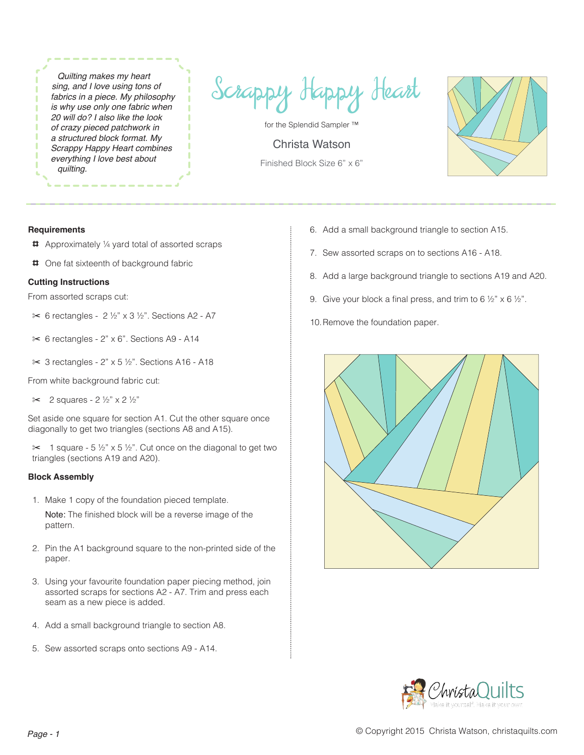*Quilting makes my heart sing, and I love using tons of fabrics in a piece. My philosophy is why use only one fabric when 20 will do? I also like the look of crazy pieced patchwork in a structured block format. My Scrappy Happy Heart combines everything I love best about quilting.*

# Scrappy Happy Heart

for the Splendid Sampler ™

Christa Watson

Finished Block Size 6" x 6"

### Requirements

- Approximately ¼ yard total of assorted scraps
- One fat sixteenth of background fabric

### Cutting Instructions

From assorted scraps cut:

- 6 rectangles - 2 ½" x 3 ½". Sections A2 - A7
- 6 rectangles - 2" x 6". Sections A9 - A14
- 3 rectangles - 2" x 5 ½". Sections A16 - A18

From white background fabric cut:

- 2 squares - 2 ½" x 2 ½"

Set aside one square for section A1. Cut the other square once diagonally to get two triangles (sections A8 and A15).

- 1 square - 5 ½" x 5 ½". Cut once on the diagonal to get two triangles (sections A19 and A20).

### Block Assembly

1. Make 1 copy of the foundation pieced template.

   Note: The finished block will be a reverse image of the pattern.

2. Pin the A1 background square to the non-printed side of the paper.
3. Using your favourite foundation paper piecing method, join assorted scraps for sections A2 - A7. Trim and press each seam as a new piece is added.
4. Add a small background triangle to section A8.
5. Sew assorted scraps onto sections A9 - A14.
6. Add a small background triangle to section A15.
7. Sew assorted scraps on to sections A16 - A18.
8. Add a large background triangle to sections A19 and A20.
9. Give your block a final press, and trim to 6 ½" x 6 ½".
10. Remove the foundation paper.

ChristaQuilts — Make it yourself. Make it your own

© Copyright 2015 Christa Watson, christaquilts.com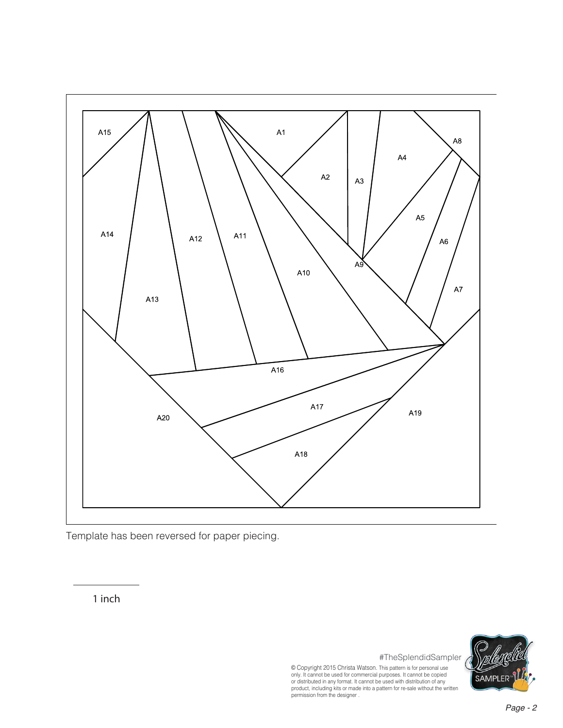A15

A1

A8

A2

A3

A4

A14

A12

A11

A5

A6

A10

A9

A7

A13

A16

A17

A20

A19

A18

Template has been reversed for paper piecing.

1 inch

#TheSplendidSampler

© Copyright 2015 Christa Watson. This pattern is for personal use only. It cannot be used for commercial purposes. It cannot be copied or distributed in any format. It cannot be used with distribution of any product, including kits or made into a pattern for re-sale without the written permission from the designer .